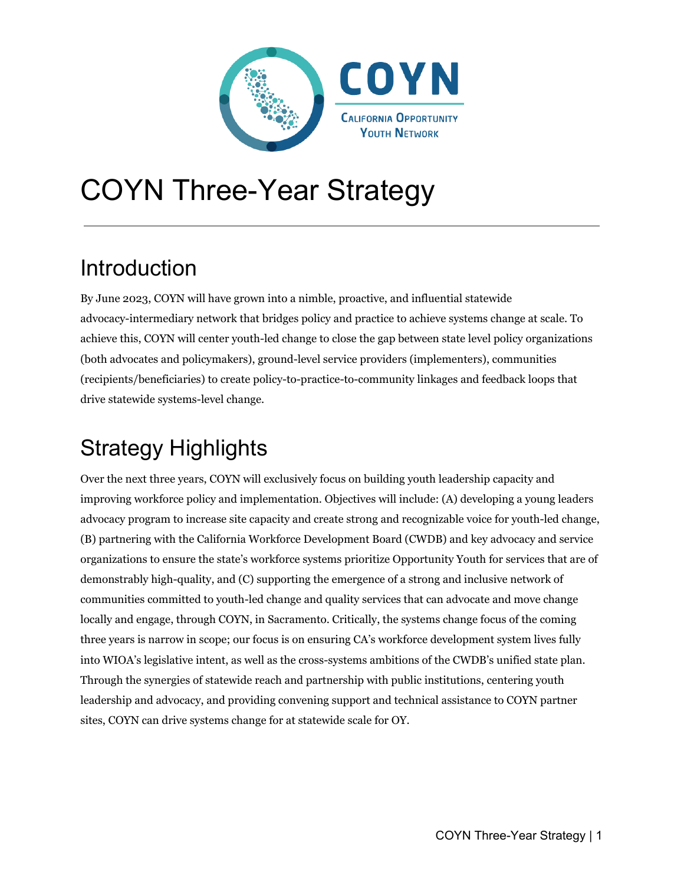COYN

California Opportunity Youth Network

# COYN Three-Year Strategy

## Introduction

By June 2023, COYN will have grown into a nimble, proactive, and influential statewide advocacy-intermediary network that bridges policy and practice to achieve systems change at scale. To achieve this, COYN will center youth-led change to close the gap between state level policy organizations (both advocates and policymakers), ground-level service providers (implementers), communities (recipients/beneficiaries) to create policy-to-practice-to-community linkages and feedback loops that drive statewide systems-level change.

## Strategy Highlights

Over the next three years, COYN will exclusively focus on building youth leadership capacity and improving workforce policy and implementation. Objectives will include: (A) developing a young leaders advocacy program to increase site capacity and create strong and recognizable voice for youth-led change, (B) partnering with the California Workforce Development Board (CWDB) and key advocacy and service organizations to ensure the state's workforce systems prioritize Opportunity Youth for services that are of demonstrably high-quality, and (C) supporting the emergence of a strong and inclusive network of communities committed to youth-led change and quality services that can advocate and move change locally and engage, through COYN, in Sacramento. Critically, the systems change focus of the coming three years is narrow in scope; our focus is on ensuring CA's workforce development system lives fully into WIOA's legislative intent, as well as the cross-systems ambitions of the CWDB's unified state plan. Through the synergies of statewide reach and partnership with public institutions, centering youth leadership and advocacy, and providing convening support and technical assistance to COYN partner sites, COYN can drive systems change for at statewide scale for OY.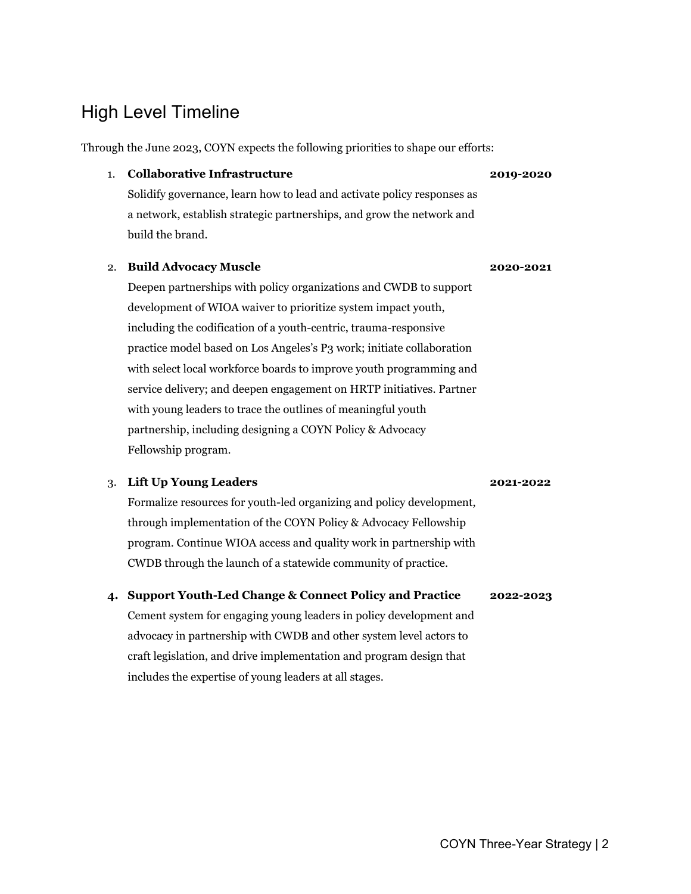## High Level Timeline

Through the June 2023, COYN expects the following priorities to shape our efforts:

1. **Collaborative Infrastructure** **2019-2020**
   Solidify governance, learn how to lead and activate policy responses as a network, establish strategic partnerships, and grow the network and build the brand.

2. **Build Advocacy Muscle** **2020-2021**
   Deepen partnerships with policy organizations and CWDB to support development of WIOA waiver to prioritize system impact youth, including the codification of a youth-centric, trauma-responsive practice model based on Los Angeles's P3 work; initiate collaboration with select local workforce boards to improve youth programming and service delivery; and deepen engagement on HRTP initiatives. Partner with young leaders to trace the outlines of meaningful youth partnership, including designing a COYN Policy & Advocacy Fellowship program.

3. **Lift Up Young Leaders** **2021-2022**
   Formalize resources for youth-led organizing and policy development, through implementation of the COYN Policy & Advocacy Fellowship program. Continue WIOA access and quality work in partnership with CWDB through the launch of a statewide community of practice.

4. **Support Youth-Led Change & Connect Policy and Practice** **2022-2023**
   Cement system for engaging young leaders in policy development and advocacy in partnership with CWDB and other system level actors to craft legislation, and drive implementation and program design that includes the expertise of young leaders at all stages.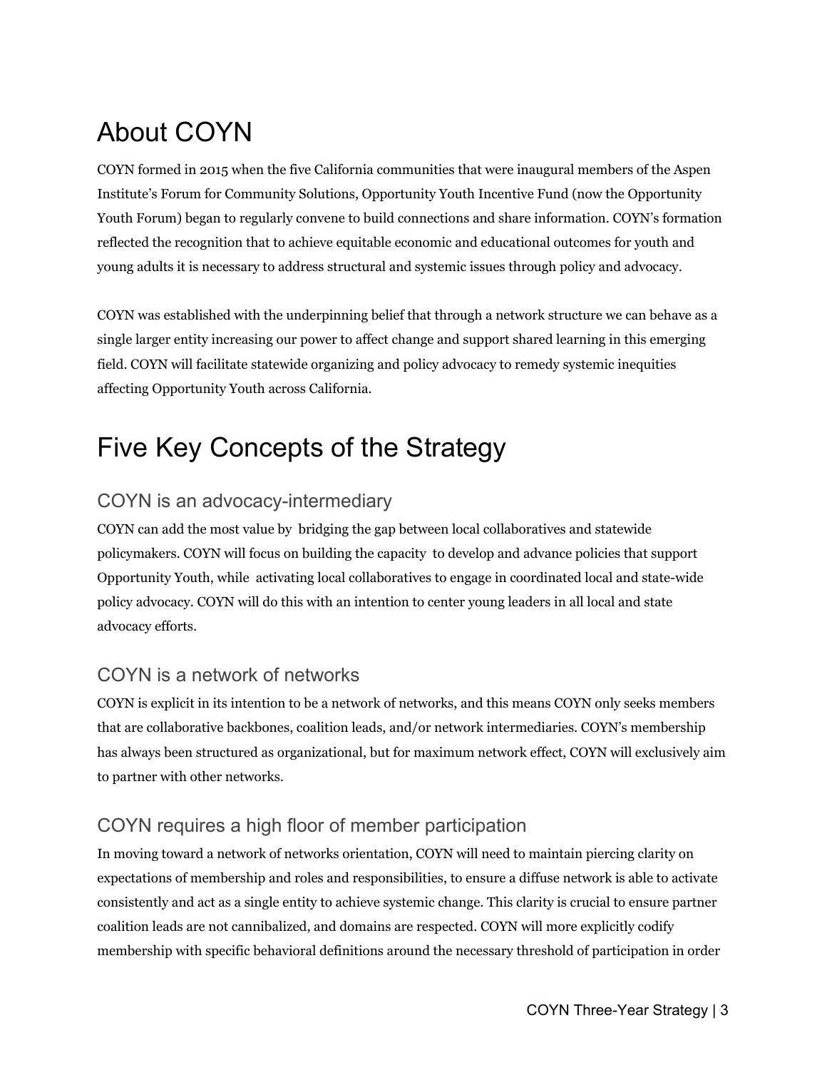# About COYN

COYN formed in 2015 when the five California communities that were inaugural members of the Aspen Institute's Forum for Community Solutions, Opportunity Youth Incentive Fund (now the Opportunity Youth Forum) began to regularly convene to build connections and share information. COYN's formation reflected the recognition that to achieve equitable economic and educational outcomes for youth and young adults it is necessary to address structural and systemic issues through policy and advocacy.

COYN was established with the underpinning belief that through a network structure we can behave as a single larger entity increasing our power to affect change and support shared learning in this emerging field. COYN will facilitate statewide organizing and policy advocacy to remedy systemic inequities affecting Opportunity Youth across California.

# Five Key Concepts of the Strategy

## COYN is an advocacy-intermediary

COYN can add the most value by bridging the gap between local collaboratives and statewide policymakers. COYN will focus on building the capacity to develop and advance policies that support Opportunity Youth, while activating local collaboratives to engage in coordinated local and state-wide policy advocacy. COYN will do this with an intention to center young leaders in all local and state advocacy efforts.

## COYN is a network of networks

COYN is explicit in its intention to be a network of networks, and this means COYN only seeks members that are collaborative backbones, coalition leads, and/or network intermediaries. COYN's membership has always been structured as organizational, but for maximum network effect, COYN will exclusively aim to partner with other networks.

## COYN requires a high floor of member participation

In moving toward a network of networks orientation, COYN will need to maintain piercing clarity on expectations of membership and roles and responsibilities, to ensure a diffuse network is able to activate consistently and act as a single entity to achieve systemic change. This clarity is crucial to ensure partner coalition leads are not cannibalized, and domains are respected. COYN will more explicitly codify membership with specific behavioral definitions around the necessary threshold of participation in order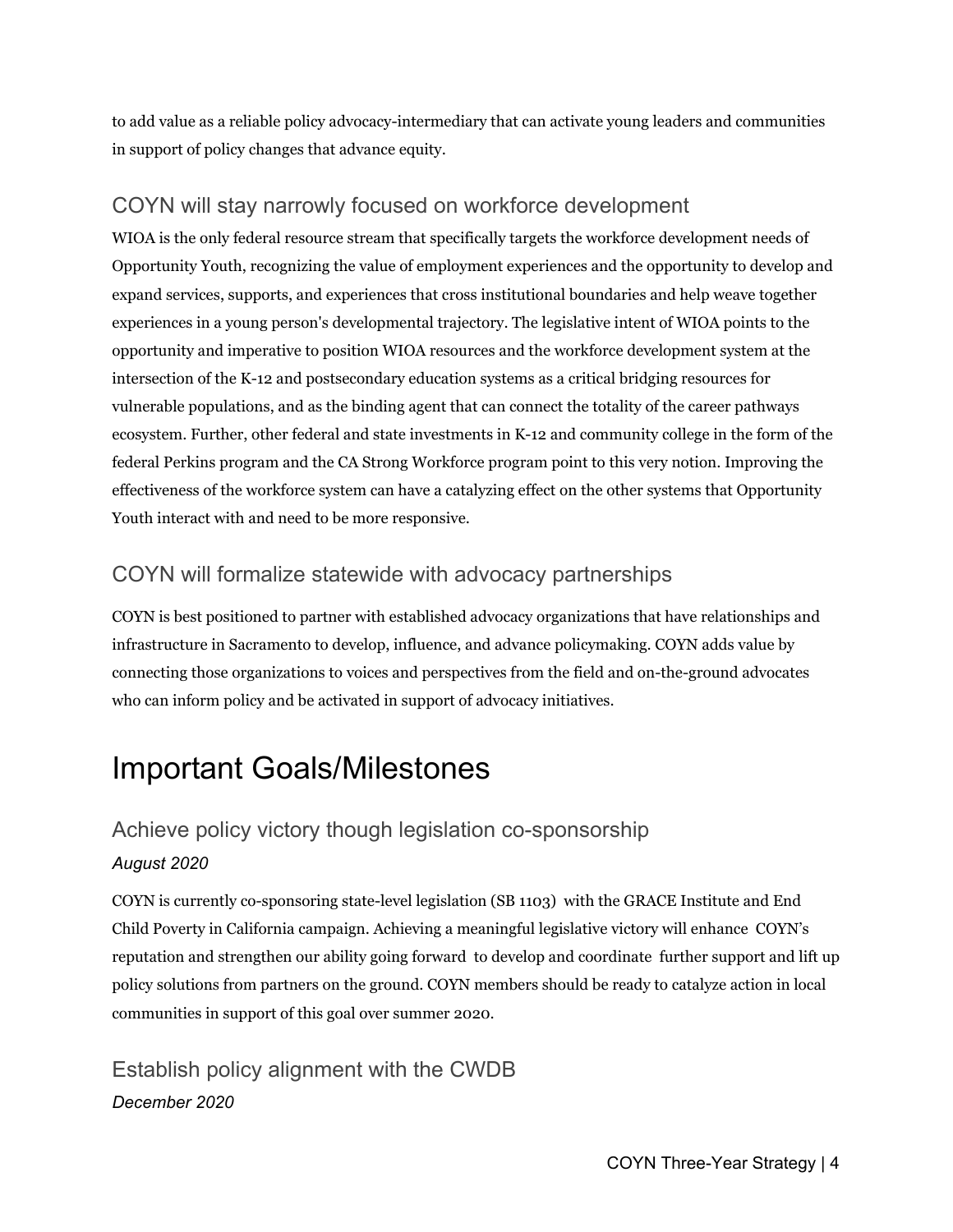to add value as a reliable policy advocacy-intermediary that can activate young leaders and communities in support of policy changes that advance equity.

### COYN will stay narrowly focused on workforce development

WIOA is the only federal resource stream that specifically targets the workforce development needs of Opportunity Youth, recognizing the value of employment experiences and the opportunity to develop and expand services, supports, and experiences that cross institutional boundaries and help weave together experiences in a young person's developmental trajectory. The legislative intent of WIOA points to the opportunity and imperative to position WIOA resources and the workforce development system at the intersection of the K-12 and postsecondary education systems as a critical bridging resources for vulnerable populations, and as the binding agent that can connect the totality of the career pathways ecosystem. Further, other federal and state investments in K-12 and community college in the form of the federal Perkins program and the CA Strong Workforce program point to this very notion. Improving the effectiveness of the workforce system can have a catalyzing effect on the other systems that Opportunity Youth interact with and need to be more responsive.

### COYN will formalize statewide with advocacy partnerships

COYN is best positioned to partner with established advocacy organizations that have relationships and infrastructure in Sacramento to develop, influence, and advance policymaking. COYN adds value by connecting those organizations to voices and perspectives from the field and on-the-ground advocates who can inform policy and be activated in support of advocacy initiatives.

## Important Goals/Milestones

### Achieve policy victory though legislation co-sponsorship

*August 2020*

COYN is currently co-sponsoring state-level legislation (SB 1103) with the GRACE Institute and End Child Poverty in California campaign. Achieving a meaningful legislative victory will enhance COYN's reputation and strengthen our ability going forward to develop and coordinate further support and lift up policy solutions from partners on the ground. COYN members should be ready to catalyze action in local communities in support of this goal over summer 2020.

### Establish policy alignment with the CWDB

*December 2020*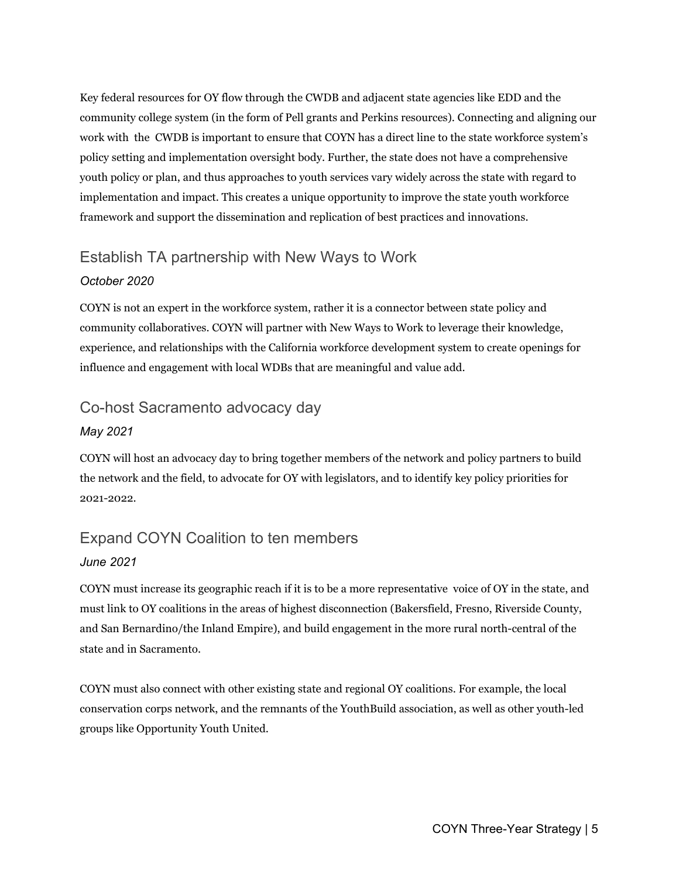Key federal resources for OY flow through the CWDB and adjacent state agencies like EDD and the community college system (in the form of Pell grants and Perkins resources). Connecting and aligning our work with the CWDB is important to ensure that COYN has a direct line to the state workforce system's policy setting and implementation oversight body. Further, the state does not have a comprehensive youth policy or plan, and thus approaches to youth services vary widely across the state with regard to implementation and impact. This creates a unique opportunity to improve the state youth workforce framework and support the dissemination and replication of best practices and innovations.

## Establish TA partnership with New Ways to Work

*October 2020*

COYN is not an expert in the workforce system, rather it is a connector between state policy and community collaboratives. COYN will partner with New Ways to Work to leverage their knowledge, experience, and relationships with the California workforce development system to create openings for influence and engagement with local WDBs that are meaningful and value add.

## Co-host Sacramento advocacy day

*May 2021*

COYN will host an advocacy day to bring together members of the network and policy partners to build the network and the field, to advocate for OY with legislators, and to identify key policy priorities for 2021-2022.

## Expand COYN Coalition to ten members

*June 2021*

COYN must increase its geographic reach if it is to be a more representative voice of OY in the state, and must link to OY coalitions in the areas of highest disconnection (Bakersfield, Fresno, Riverside County, and San Bernardino/the Inland Empire), and build engagement in the more rural north-central of the state and in Sacramento.

COYN must also connect with other existing state and regional OY coalitions. For example, the local conservation corps network, and the remnants of the YouthBuild association, as well as other youth-led groups like Opportunity Youth United.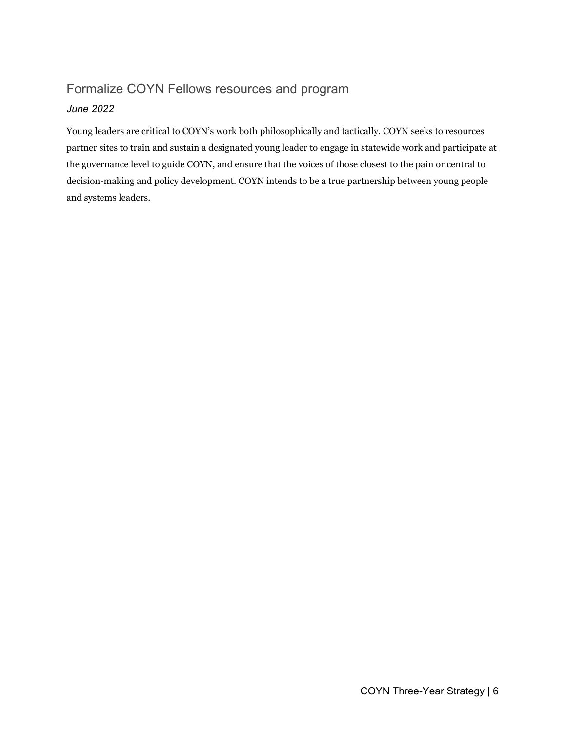## Formalize COYN Fellows resources and program

*June 2022*

Young leaders are critical to COYN's work both philosophically and tactically. COYN seeks to resources partner sites to train and sustain a designated young leader to engage in statewide work and participate at the governance level to guide COYN, and ensure that the voices of those closest to the pain or central to decision-making and policy development. COYN intends to be a true partnership between young people and systems leaders.